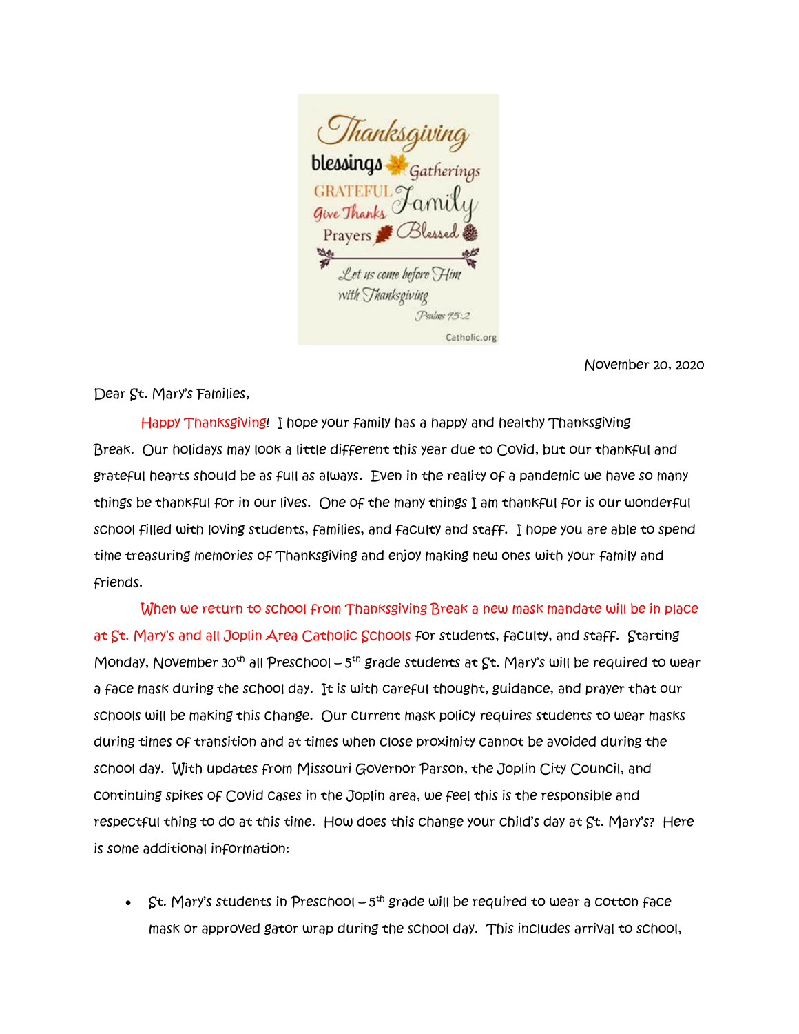November 20, 2020

Dear St. Mary's Families,

Happy Thanksgiving! I hope your family has a happy and healthy Thanksgiving Break. Our holidays may look a little different this year due to Covid, but our thankful and grateful hearts should be as full as always. Even in the reality of a pandemic we have so many things be thankful for in our lives. One of the many things I am thankful for is our wonderful school filled with loving students, families, and faculty and staff. I hope you are able to spend time treasuring memories of Thanksgiving and enjoy making new ones with your family and friends.

When we return to school from Thanksgiving Break a new mask mandate will be in place at St. Mary's and all Joplin Area Catholic Schools for students, faculty, and staff. Starting Monday, November 30th all Preschool – 5th grade students at St. Mary's will be required to wear a face mask during the school day. It is with careful thought, guidance, and prayer that our schools will be making this change. Our current mask policy requires students to wear masks during times of transition and at times when close proximity cannot be avoided during the school day. With updates from Missouri Governor Parson, the Joplin City Council, and continuing spikes of Covid cases in the Joplin area, we feel this is the responsible and respectful thing to do at this time. How does this change your child's day at St. Mary's? Here is some additional information:

- St. Mary's students in Preschool – 5th grade will be required to wear a cotton face mask or approved gator wrap during the school day. This includes arrival to school,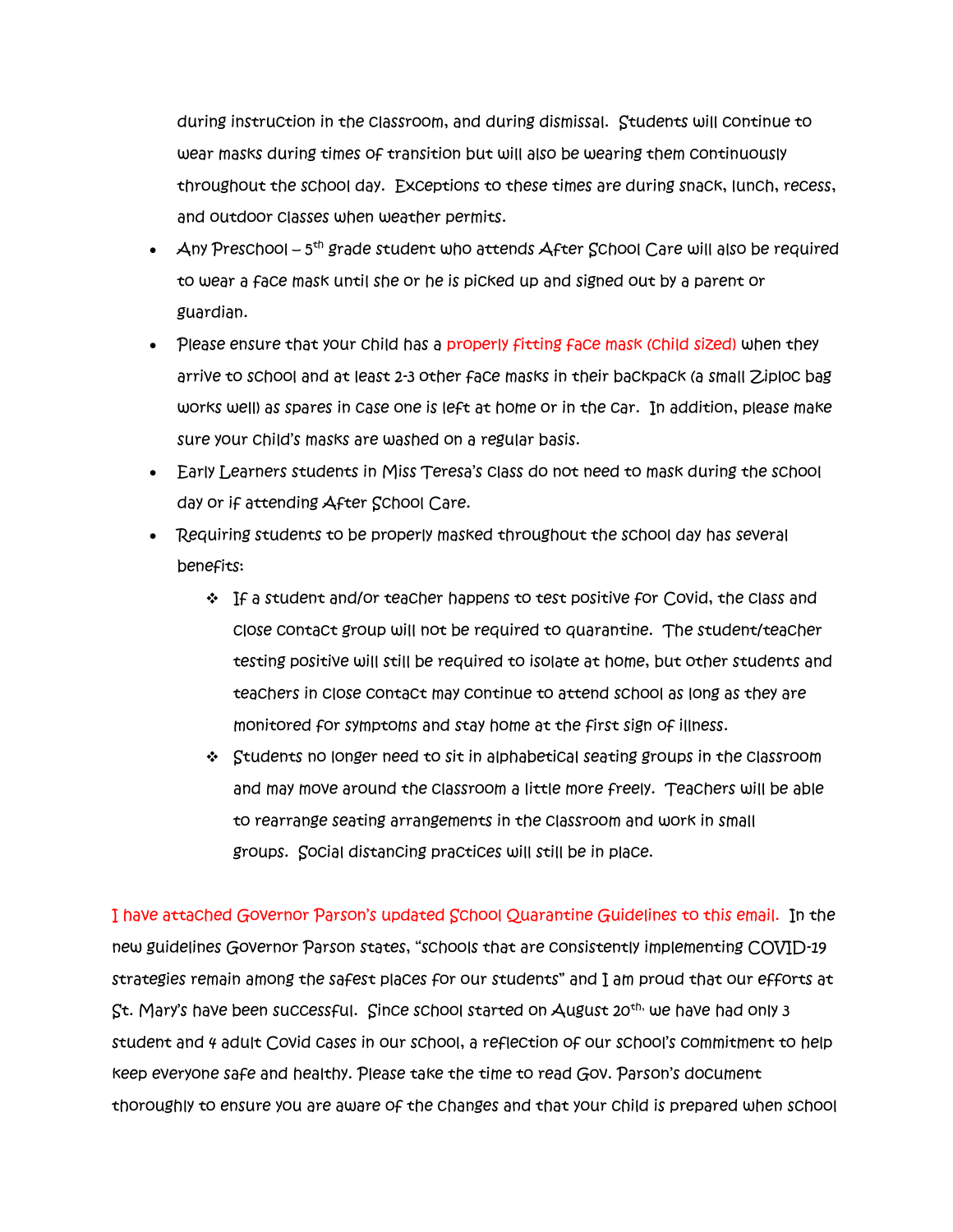during instruction in the classroom, and during dismissal. Students will continue to wear masks during times of transition but will also be wearing them continuously throughout the school day. Exceptions to these times are during snack, lunch, recess, and outdoor classes when weather permits.

- Any Preschool – 5th grade student who attends After School Care will also be required to wear a face mask until she or he is picked up and signed out by a parent or guardian.
- Please ensure that your child has a properly fitting face mask (child sized) when they arrive to school and at least 2-3 other face masks in their backpack (a small Ziploc bag works well) as spares in case one is left at home or in the car. In addition, please make sure your child's masks are washed on a regular basis.
- Early Learners students in Miss Teresa's class do not need to mask during the school day or if attending After School Care.
- Requiring students to be properly masked throughout the school day has several benefits:
  - If a student and/or teacher happens to test positive for Covid, the class and close contact group will not be required to quarantine. The student/teacher testing positive will still be required to isolate at home, but other students and teachers in close contact may continue to attend school as long as they are monitored for symptoms and stay home at the first sign of illness.
  - Students no longer need to sit in alphabetical seating groups in the classroom and may move around the classroom a little more freely. Teachers will be able to rearrange seating arrangements in the classroom and work in small groups. Social distancing practices will still be in place.

I have attached Governor Parson's updated School Quarantine Guidelines to this email. In the new guidelines Governor Parson states, "schools that are consistently implementing COVID-19 strategies remain among the safest places for our students" and I am proud that our efforts at St. Mary's have been successful. Since school started on August 20th, we have had only 3 student and 4 adult Covid cases in our school, a reflection of our school's commitment to help keep everyone safe and healthy. Please take the time to read Gov. Parson's document thoroughly to ensure you are aware of the changes and that your child is prepared when school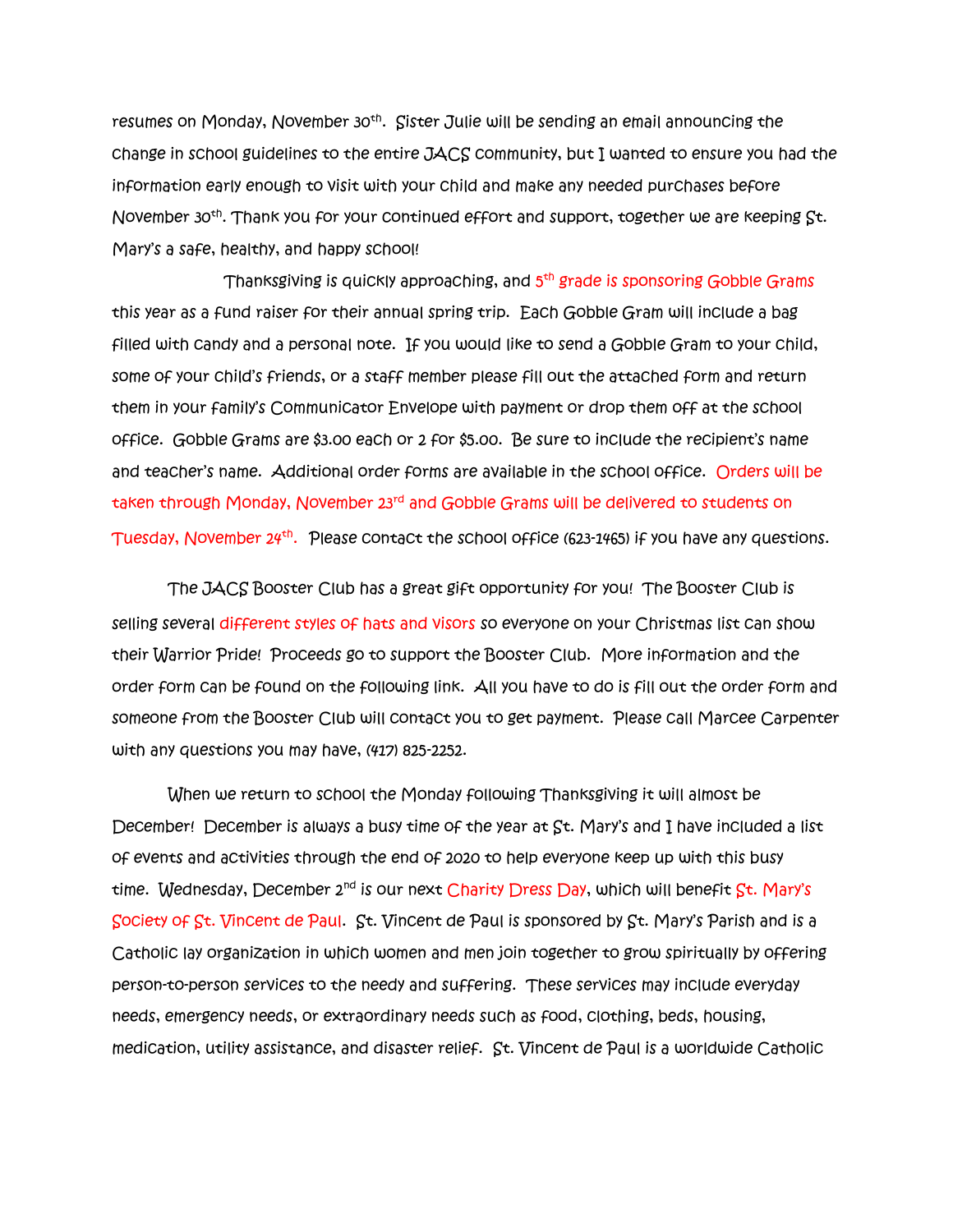resumes on Monday, November 30th. Sister Julie will be sending an email announcing the change in school guidelines to the entire JACS community, but I wanted to ensure you had the information early enough to visit with your child and make any needed purchases before November 30th. Thank you for your continued effort and support, together we are keeping St. Mary's a safe, healthy, and happy school!

Thanksgiving is quickly approaching, and 5th grade is sponsoring Gobble Grams this year as a fund raiser for their annual spring trip. Each Gobble Gram will include a bag filled with candy and a personal note. If you would like to send a Gobble Gram to your child, some of your child's friends, or a staff member please fill out the attached form and return them in your family's Communicator Envelope with payment or drop them off at the school office. Gobble Grams are $3.00 each or 2 for $5.00. Be sure to include the recipient's name and teacher's name. Additional order forms are available in the school office. Orders will be taken through Monday, November 23rd and Gobble Grams will be delivered to students on Tuesday, November 24th. Please contact the school office (623-1465) if you have any questions.

The JACS Booster Club has a great gift opportunity for you! The Booster Club is selling several different styles of hats and visors so everyone on your Christmas list can show their Warrior Pride! Proceeds go to support the Booster Club. More information and the order form can be found on the following link. All you have to do is fill out the order form and someone from the Booster Club will contact you to get payment. Please call Marcee Carpenter with any questions you may have, (417) 825-2252.

When we return to school the Monday following Thanksgiving it will almost be December! December is always a busy time of the year at St. Mary's and I have included a list of events and activities through the end of 2020 to help everyone keep up with this busy time. Wednesday, December 2nd is our next Charity Dress Day, which will benefit St. Mary's Society of St. Vincent de Paul. St. Vincent de Paul is sponsored by St. Mary's Parish and is a Catholic lay organization in which women and men join together to grow spiritually by offering person-to-person services to the needy and suffering. These services may include everyday needs, emergency needs, or extraordinary needs such as food, clothing, beds, housing, medication, utility assistance, and disaster relief. St. Vincent de Paul is a worldwide Catholic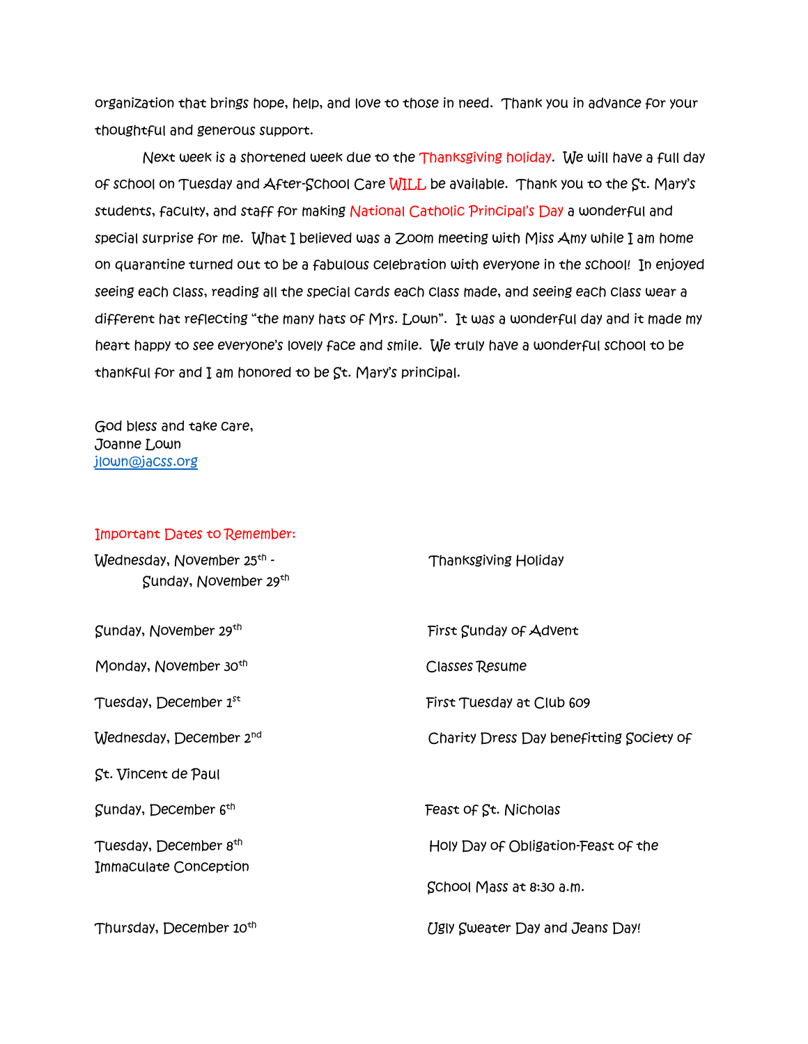organization that brings hope, help, and love to those in need. Thank you in advance for your thoughtful and generous support.

Next week is a shortened week due to the Thanksgiving holiday. We will have a full day of school on Tuesday and After-School Care WILL be available. Thank you to the St. Mary's students, faculty, and staff for making National Catholic Principal's Day a wonderful and special surprise for me. What I believed was a Zoom meeting with Miss Amy while I am home on quarantine turned out to be a fabulous celebration with everyone in the school! In enjoyed seeing each class, reading all the special cards each class made, and seeing each class wear a different hat reflecting "the many hats of Mrs. Lown". It was a wonderful day and it made my heart happy to see everyone's lovely face and smile. We truly have a wonderful school to be thankful for and I am honored to be St. Mary's principal.

God bless and take care,
Joanne Lown
jlown@jacss.org

Important Dates to Remember:

| | |
|---|---|
| Wednesday, November 25th - Sunday, November 29th | Thanksgiving Holiday |
| Sunday, November 29th | First Sunday of Advent |
| Monday, November 30th | Classes Resume |
| Tuesday, December 1st | First Tuesday at Club 609 |
| Wednesday, December 2nd | Charity Dress Day benefitting Society of St. Vincent de Paul |
| Sunday, December 6th | Feast of St. Nicholas |
| Tuesday, December 8th | Holy Day of Obligation-Feast of the Immaculate Conception<br>School Mass at 8:30 a.m. |
| Thursday, December 10th | Ugly Sweater Day and Jeans Day! |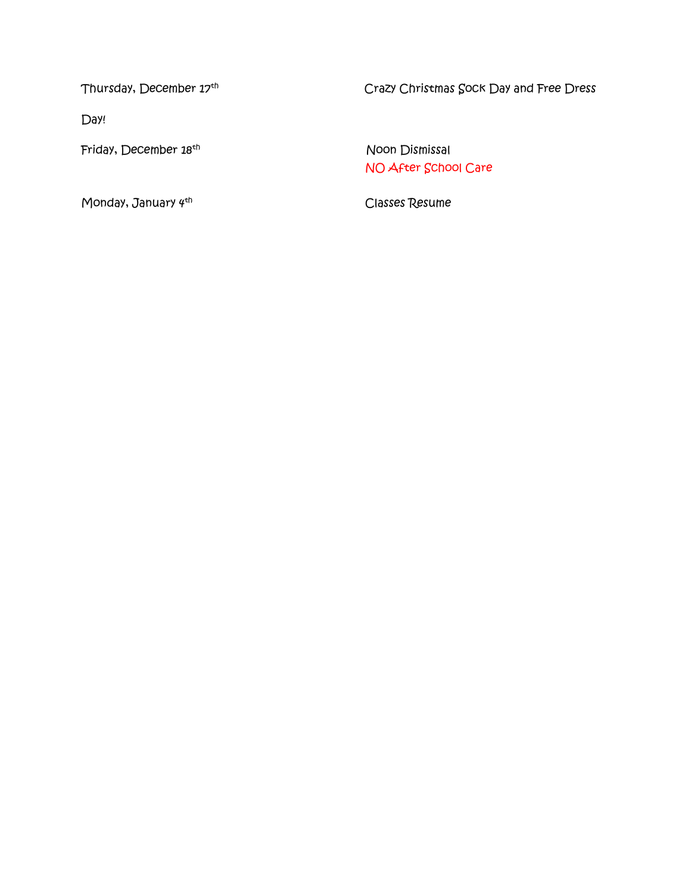| | |
|---|---|
| Thursday, December 17th | Crazy Christmas Sock Day and Free Dress Day! |
| Friday, December 18th | Noon Dismissal<br>NO After School Care |
| Monday, January 4th | Classes Resume |